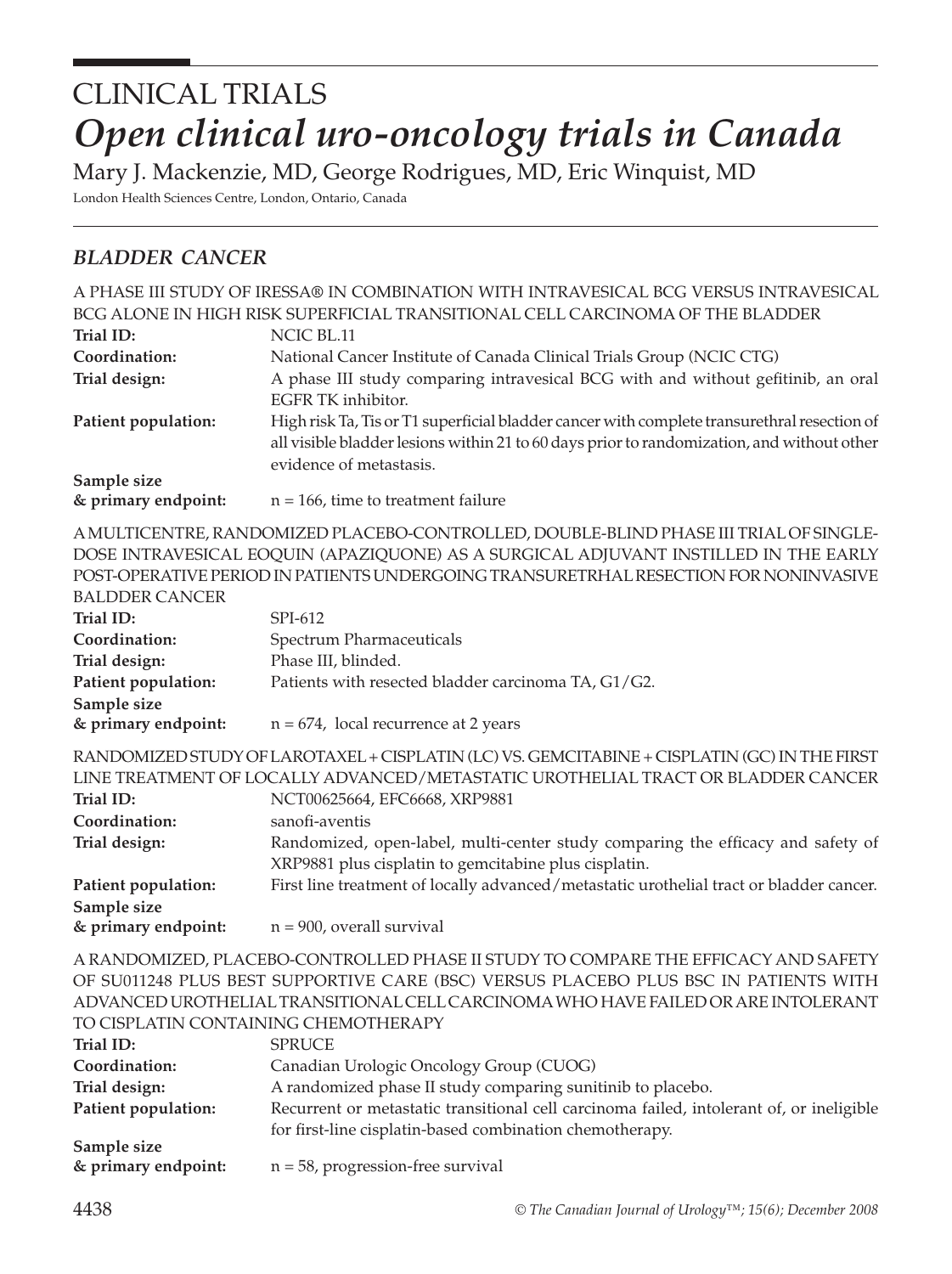# CLINICAL TRIALS

# *Open clinical uro-oncology trials in Canada*

Mary J. Mackenzie, MD, George Rodrigues, MD, Eric Winquist, MD

London Health Sciences Centre, London, Ontario, Canada

## *BLADDER CANCER*

A PHASE III STUDY OF IRESSA® IN COMBINATION WITH INTRAVESICAL BCG VERSUS INTRAVESICAL BCG ALONE IN HIGH RISK SUPERFICIAL TRANSITIONAL CELL CARCINOMA OF THE BLADDER

**Trial ID:** NCIC BL.11

**Coordination:** National Cancer Institute of Canada Clinical Trials Group (NCIC CTG)

**Trial design:** A phase III study comparing intravesical BCG with and without gefitinib, an oral EGFR TK inhibitor.

**Patient population:** High risk Ta, Tis or T1 superficial bladder cancer with complete transurethral resection of all visible bladder lesions within 21 to 60 days prior to randomization, and without other evidence of metastasis.

**Sample size & primary endpoint:** n = 166, time to treatment failure

A MULTICENTRE, RANDOMIZED PLACEBO-CONTROLLED, DOUBLE-BLIND PHASE III TRIAL OF SINGLE-DOSE INTRAVESICAL EOQUIN (APAZIQUONE) AS A SURGICAL ADJUVANT INSTILLED IN THE EARLY POST-OPERATIVE PERIOD IN PATIENTS UNDERGOING TRANSURETRHAL RESECTION FOR NONINVASIVE BALDDER CANCER

**Trial ID:** SPI-612

**Coordination:** Spectrum Pharmaceuticals

**Trial design:** Phase III, blinded.

**Patient population:** Patients with resected bladder carcinoma TA, G1/G2.

**Sample size & primary endpoint:** n = 674, local recurrence at 2 years

RANDOMIZED STUDY OF LAROTAXEL + CISPLATIN (LC) VS. GEMCITABINE + CISPLATIN (GC) IN THE FIRST LINE TREATMENT OF LOCALLY ADVANCED/METASTATIC UROTHELIAL TRACT OR BLADDER CANCER

**Trial ID:** NCT00625664, EFC6668, XRP9881

**Coordination:** sanofi-aventis

**Trial design:** Randomized, open-label, multi-center study comparing the efficacy and safety of XRP9881 plus cisplatin to gemcitabine plus cisplatin.

**Patient population:** First line treatment of locally advanced/metastatic urothelial tract or bladder cancer.

**Sample size & primary endpoint:** n = 900, overall survival

A RANDOMIZED, PLACEBO-CONTROLLED PHASE II STUDY TO COMPARE THE EFFICACY AND SAFETY OF SU011248 PLUS BEST SUPPORTIVE CARE (BSC) VERSUS PLACEBO PLUS BSC IN PATIENTS WITH ADVANCED UROTHELIAL TRANSITIONAL CELL CARCINOMA WHO HAVE FAILED OR ARE INTOLERANT TO CISPLATIN CONTAINING CHEMOTHERAPY

**Trial ID:** SPRUCE

**Coordination:** Canadian Urologic Oncology Group (CUOG)

**Trial design:** A randomized phase II study comparing sunitinib to placebo.

**Patient population:** Recurrent or metastatic transitional cell carcinoma failed, intolerant of, or ineligible for first-line cisplatin-based combination chemotherapy.

**Sample size & primary endpoint:** n = 58, progression-free survival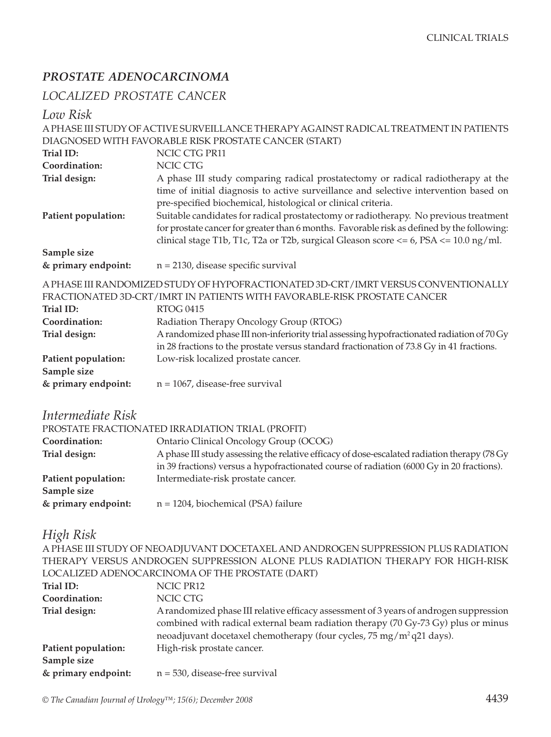## *PROSTATE ADENOCARCINOMA*

### *LOCALIZED PROSTATE CANCER*

### *Low Risk*

A PHASE III STUDY OF ACTIVE SURVEILLANCE THERAPY AGAINST RADICAL TREATMENT IN PATIENTS DIAGNOSED WITH FAVORABLE RISK PROSTATE CANCER (START)

**Trial ID:** NCIC CTG PR11

**Coordination:** NCIC CTG

**Trial design:** A phase III study comparing radical prostatectomy or radical radiotherapy at the time of initial diagnosis to active surveillance and selective intervention based on pre-specified biochemical, histological or clinical criteria.

**Patient population:** Suitable candidates for radical prostatectomy or radiotherapy. No previous treatment for prostate cancer for greater than 6 months. Favorable risk as defined by the following: clinical stage T1b, T1c, T2a or T2b, surgical Gleason score <= 6, PSA <= 10.0 ng/ml.

**Sample size & primary endpoint:** n = 2130, disease specific survival

A PHASE III RANDOMIZED STUDY OF HYPOFRACTIONATED 3D-CRT/IMRT VERSUS CONVENTIONALLY FRACTIONATED 3D-CRT/IMRT IN PATIENTS WITH FAVORABLE-RISK PROSTATE CANCER

**Trial ID:** RTOG 0415

**Coordination:** Radiation Therapy Oncology Group (RTOG)

**Trial design:** A randomized phase III non-inferiority trial assessing hypofractionated radiation of 70 Gy in 28 fractions to the prostate versus standard fractionation of 73.8 Gy in 41 fractions.

**Patient population:** Low-risk localized prostate cancer.

**Sample size & primary endpoint:** n = 1067, disease-free survival

### *Intermediate Risk*

PROSTATE FRACTIONATED IRRADIATION TRIAL (PROFIT)

**Coordination:** Ontario Clinical Oncology Group (OCOG)

**Trial design:** A phase III study assessing the relative efficacy of dose-escalated radiation therapy (78 Gy in 39 fractions) versus a hypofractionated course of radiation (6000 Gy in 20 fractions).

**Patient population:** Intermediate-risk prostate cancer.

**Sample size & primary endpoint:** n = 1204, biochemical (PSA) failure

### *High Risk*

A PHASE III STUDY OF NEOADJUVANT DOCETAXEL AND ANDROGEN SUPPRESSION PLUS RADIATION THERAPY VERSUS ANDROGEN SUPPRESSION ALONE PLUS RADIATION THERAPY FOR HIGH-RISK LOCALIZED ADENOCARCINOMA OF THE PROSTATE (DART)

**Trial ID:** NCIC PR12

**Coordination:** NCIC CTG

**Trial design:** A randomized phase III relative efficacy assessment of 3 years of androgen suppression combined with radical external beam radiation therapy (70 Gy-73 Gy) plus or minus neoadjuvant docetaxel chemotherapy (four cycles, 75 $mg/m^2$ q21 days).

**Patient population:** High-risk prostate cancer.

**Sample size & primary endpoint:** n = 530, disease-free survival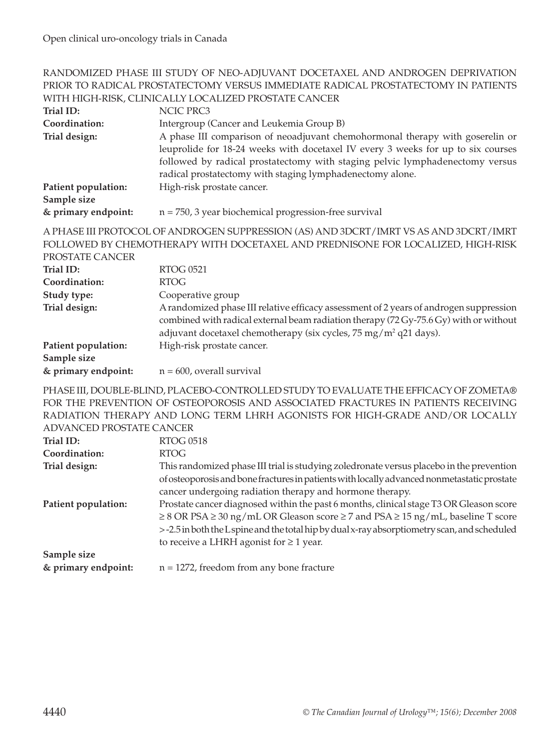## RANDOMIZED PHASE III STUDY OF NEO-ADJUVANT DOCETAXEL AND ANDROGEN DEPRIVATION PRIOR TO RADICAL PROSTATECTOMY VERSUS IMMEDIATE RADICAL PROSTATECTOMY IN PATIENTS WITH HIGH-RISK, CLINICALLY LOCALIZED PROSTATE CANCER

**Trial ID:** NCIC PRC3

**Coordination:** Intergroup (Cancer and Leukemia Group B)

**Trial design:** A phase III comparison of neoadjuvant chemohormonal therapy with goserelin or leuprolide for 18-24 weeks with docetaxel IV every 3 weeks for up to six courses followed by radical prostatectomy with staging pelvic lymphadenectomy versus radical prostatectomy with staging lymphadenectomy alone.

**Patient population:** High-risk prostate cancer.

**Sample size & primary endpoint:** n = 750, 3 year biochemical progression-free survival

## A PHASE III PROTOCOL OF ANDROGEN SUPPRESSION (AS) AND 3DCRT/IMRT VS AS AND 3DCRT/IMRT FOLLOWED BY CHEMOTHERAPY WITH DOCETAXEL AND PREDNISONE FOR LOCALIZED, HIGH-RISK PROSTATE CANCER

**Trial ID:** RTOG 0521

**Coordination:** RTOG

**Study type:** Cooperative group

**Trial design:** A randomized phase III relative efficacy assessment of 2 years of androgen suppression combined with radical external beam radiation therapy (72 Gy-75.6 Gy) with or without adjuvant docetaxel chemotherapy (six cycles, 75 mg/m$^2$ q21 days).

**Patient population:** High-risk prostate cancer.

**Sample size & primary endpoint:** n = 600, overall survival

## PHASE III, DOUBLE-BLIND, PLACEBO-CONTROLLED STUDY TO EVALUATE THE EFFICACY OF ZOMETA® FOR THE PREVENTION OF OSTEOPOROSIS AND ASSOCIATED FRACTURES IN PATIENTS RECEIVING RADIATION THERAPY AND LONG TERM LHRH AGONISTS FOR HIGH-GRADE AND/OR LOCALLY ADVANCED PROSTATE CANCER

**Trial ID:** RTOG 0518

**Coordination:** RTOG

**Trial design:** This randomized phase III trial is studying zoledronate versus placebo in the prevention of osteoporosis and bone fractures in patients with locally advanced nonmetastatic prostate cancer undergoing radiation therapy and hormone therapy.

**Patient population:** Prostate cancer diagnosed within the past 6 months, clinical stage T3 OR Gleason score ≥ 8 OR PSA ≥ 30 ng/mL OR Gleason score ≥ 7 and PSA ≥ 15 ng/mL, baseline T score > -2.5 in both the L spine and the total hip by dual x-ray absorptiometry scan, and scheduled to receive a LHRH agonist for ≥ 1 year.

**Sample size & primary endpoint:** n = 1272, freedom from any bone fracture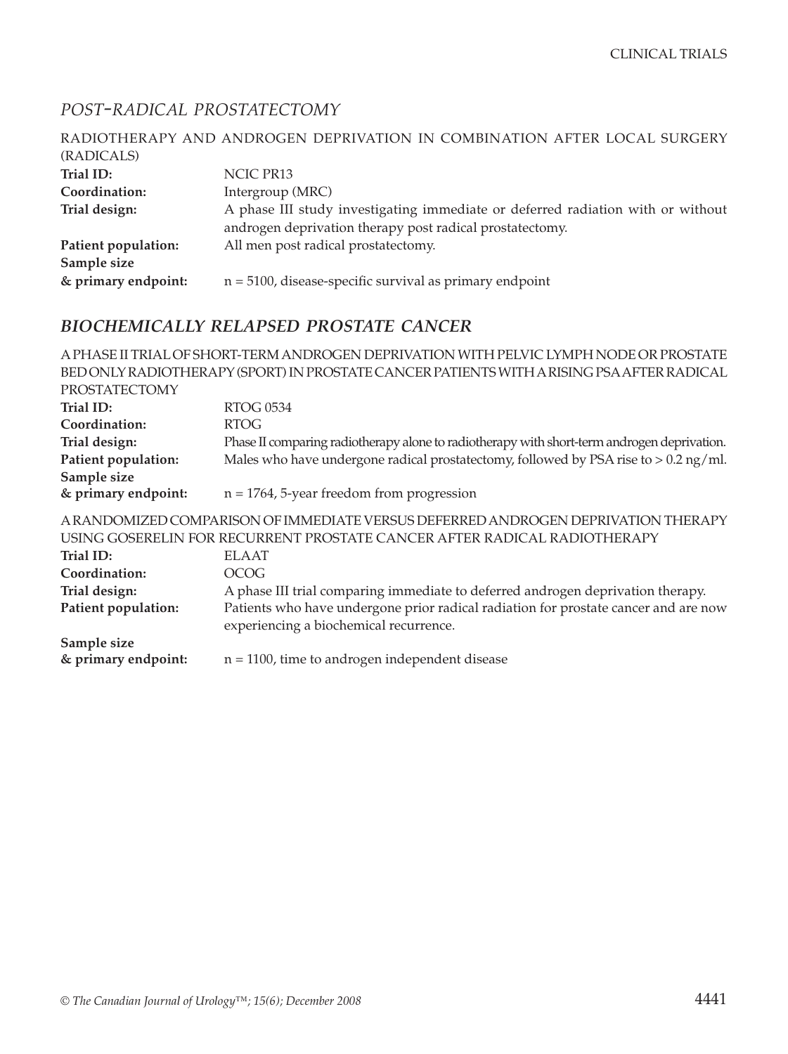## *POST-RADICAL PROSTATECTOMY*

RADIOTHERAPY AND ANDROGEN DEPRIVATION IN COMBINATION AFTER LOCAL SURGERY (RADICALS)

**Trial ID:** NCIC PR13

**Coordination:** Intergroup (MRC)

**Trial design:** A phase III study investigating immediate or deferred radiation with or without androgen deprivation therapy post radical prostatectomy.

**Patient population:** All men post radical prostatectomy.

**Sample size & primary endpoint:** n = 5100, disease-specific survival as primary endpoint

## *BIOCHEMICALLY RELAPSED PROSTATE CANCER*

A PHASE II TRIAL OF SHORT-TERM ANDROGEN DEPRIVATION WITH PELVIC LYMPH NODE OR PROSTATE BED ONLY RADIOTHERAPY (SPORT) IN PROSTATE CANCER PATIENTS WITH A RISING PSA AFTER RADICAL PROSTATECTOMY

**Trial ID:** RTOG 0534

**Coordination:** RTOG

**Trial design:** Phase II comparing radiotherapy alone to radiotherapy with short-term androgen deprivation.

**Patient population:** Males who have undergone radical prostatectomy, followed by PSA rise to > 0.2 ng/ml.

**Sample size & primary endpoint:** n = 1764, 5-year freedom from progression

A RANDOMIZED COMPARISON OF IMMEDIATE VERSUS DEFERRED ANDROGEN DEPRIVATION THERAPY USING GOSERELIN FOR RECURRENT PROSTATE CANCER AFTER RADICAL RADIOTHERAPY

**Trial ID:** ELAAT

**Coordination:** OCOG

**Trial design:** A phase III trial comparing immediate to deferred androgen deprivation therapy.

**Patient population:** Patients who have undergone prior radical radiation for prostate cancer and are now experiencing a biochemical recurrence.

**Sample size & primary endpoint:** n = 1100, time to androgen independent disease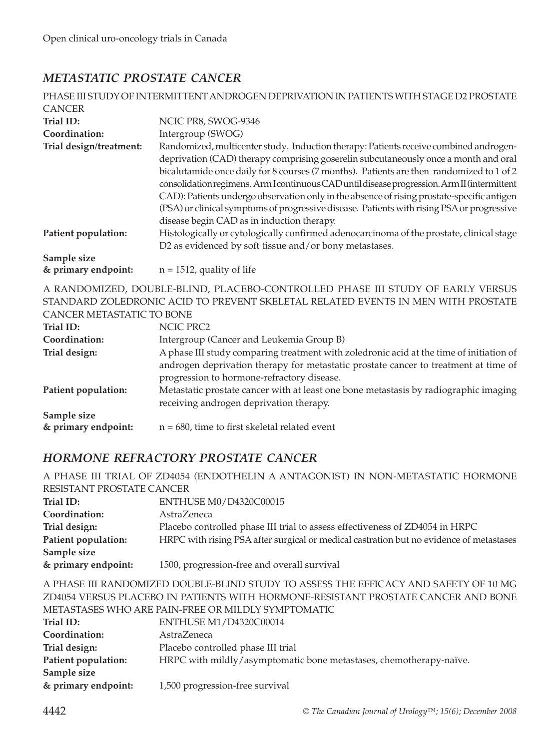## METASTATIC PROSTATE CANCER

PHASE III STUDY OF INTERMITTENT ANDROGEN DEPRIVATION IN PATIENTS WITH STAGE D2 PROSTATE CANCER

**Trial ID:** NCIC PR8, SWOG-9346

**Coordination:** Intergroup (SWOG)

**Trial design/treatment:** Randomized, multicenter study. Induction therapy: Patients receive combined androgen-deprivation (CAD) therapy comprising goserelin subcutaneously once a month and oral bicalutamide once daily for 8 courses (7 months). Patients are then randomized to 1 of 2 consolidation regimens. Arm I continuous CAD until disease progression. Arm II (intermittent CAD): Patients undergo observation only in the absence of rising prostate-specific antigen (PSA) or clinical symptoms of progressive disease. Patients with rising PSA or progressive disease begin CAD as in induction therapy.

**Patient population:** Histologically or cytologically confirmed adenocarcinoma of the prostate, clinical stage D2 as evidenced by soft tissue and/or bony metastases.

**Sample size & primary endpoint:** n = 1512, quality of life

A RANDOMIZED, DOUBLE-BLIND, PLACEBO-CONTROLLED PHASE III STUDY OF EARLY VERSUS STANDARD ZOLEDRONIC ACID TO PREVENT SKELETAL RELATED EVENTS IN MEN WITH PROSTATE CANCER METASTATIC TO BONE

**Trial ID:** NCIC PRC2

**Coordination:** Intergroup (Cancer and Leukemia Group B)

**Trial design:** A phase III study comparing treatment with zoledronic acid at the time of initiation of androgen deprivation therapy for metastatic prostate cancer to treatment at time of progression to hormone-refractory disease.

**Patient population:** Metastatic prostate cancer with at least one bone metastasis by radiographic imaging receiving androgen deprivation therapy.

**Sample size & primary endpoint:** n = 680, time to first skeletal related event

## HORMONE REFRACTORY PROSTATE CANCER

A PHASE III TRIAL OF ZD4054 (ENDOTHELIN A ANTAGONIST) IN NON-METASTATIC HORMONE RESISTANT PROSTATE CANCER

**Trial ID:** ENTHUSE M0/D4320C00015

**Coordination:** AstraZeneca

**Trial design:** Placebo controlled phase III trial to assess effectiveness of ZD4054 in HRPC

**Patient population:** HRPC with rising PSA after surgical or medical castration but no evidence of metastases

**Sample size & primary endpoint:** 1500, progression-free and overall survival

A PHASE III RANDOMIZED DOUBLE-BLIND STUDY TO ASSESS THE EFFICACY AND SAFETY OF 10 MG ZD4054 VERSUS PLACEBO IN PATIENTS WITH HORMONE-RESISTANT PROSTATE CANCER AND BONE METASTASES WHO ARE PAIN-FREE OR MILDLY SYMPTOMATIC

**Trial ID:** ENTHUSE M1/D4320C00014

**Coordination:** AstraZeneca

**Trial design:** Placebo controlled phase III trial

**Patient population:** HRPC with mildly/asymptomatic bone metastases, chemotherapy-naïve.

**Sample size & primary endpoint:** 1,500 progression-free survival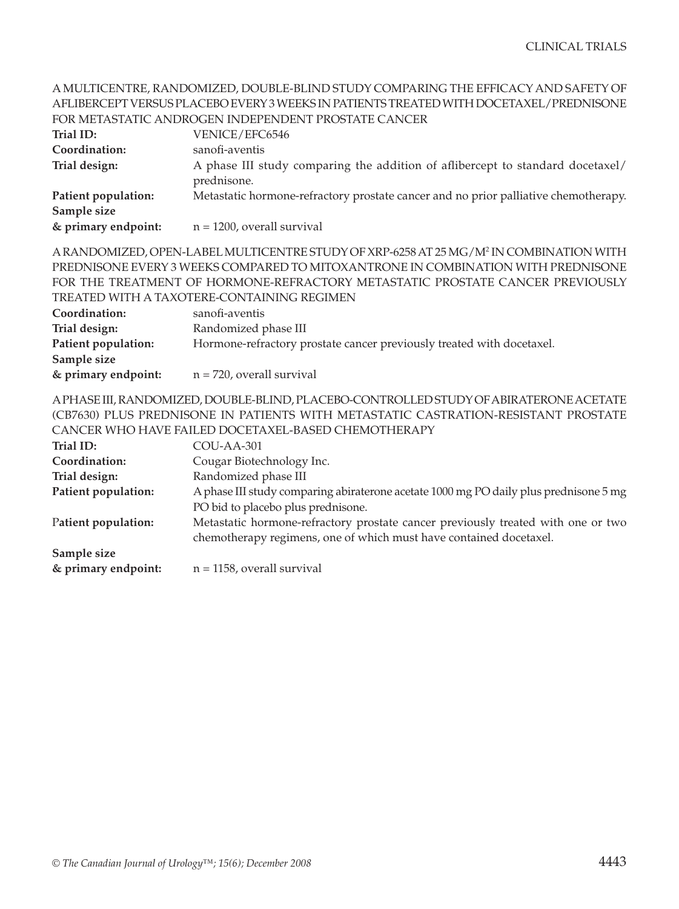A MULTICENTRE, RANDOMIZED, DOUBLE-BLIND STUDY COMPARING THE EFFICACY AND SAFETY OF AFLIBERCEPT VERSUS PLACEBO EVERY 3 WEEKS IN PATIENTS TREATED WITH DOCETAXEL/PREDNISONE FOR METASTATIC ANDROGEN INDEPENDENT PROSTATE CANCER

**Trial ID:** VENICE/EFC6546

**Coordination:** sanofi-aventis

**Trial design:** A phase III study comparing the addition of aflibercept to standard docetaxel/prednisone.

**Patient population:** Metastatic hormone-refractory prostate cancer and no prior palliative chemotherapy.

**Sample size & primary endpoint:** n = 1200, overall survival

A RANDOMIZED, OPEN-LABEL MULTICENTRE STUDY OF XRP-6258 AT 25 MG/M$^2$ IN COMBINATION WITH PREDNISONE EVERY 3 WEEKS COMPARED TO MITOXANTRONE IN COMBINATION WITH PREDNISONE FOR THE TREATMENT OF HORMONE-REFRACTORY METASTATIC PROSTATE CANCER PREVIOUSLY TREATED WITH A TAXOTERE-CONTAINING REGIMEN

**Coordination:** sanofi-aventis

**Trial design:** Randomized phase III

**Patient population:** Hormone-refractory prostate cancer previously treated with docetaxel.

**Sample size & primary endpoint:** n = 720, overall survival

A PHASE III, RANDOMIZED, DOUBLE-BLIND, PLACEBO-CONTROLLED STUDY OF ABIRATERONE ACETATE (CB7630) PLUS PREDNISONE IN PATIENTS WITH METASTATIC CASTRATION-RESISTANT PROSTATE CANCER WHO HAVE FAILED DOCETAXEL-BASED CHEMOTHERAPY

**Trial ID:** COU-AA-301

**Coordination:** Cougar Biotechnology Inc.

**Trial design:** Randomized phase III

**Patient population:** A phase III study comparing abiraterone acetate 1000 mg PO daily plus prednisone 5 mg PO bid to placebo plus prednisone.

**Patient population:** Metastatic hormone-refractory prostate cancer previously treated with one or two chemotherapy regimens, one of which must have contained docetaxel.

**Sample size & primary endpoint:** n = 1158, overall survival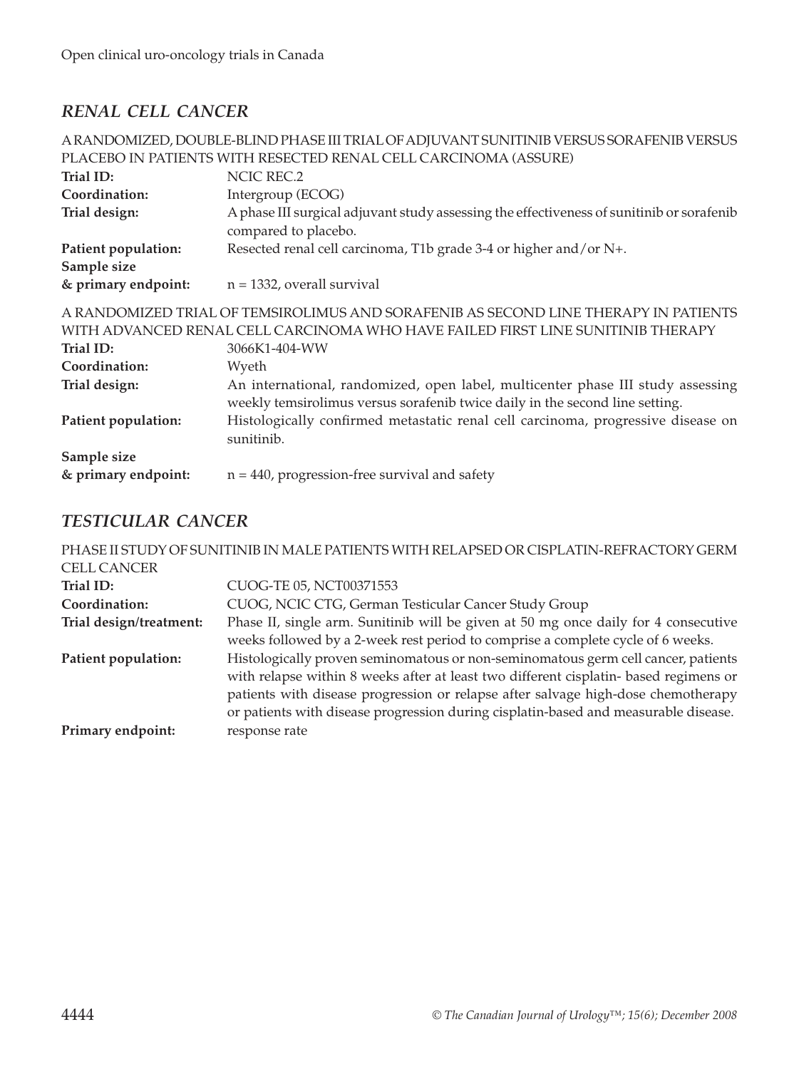## *RENAL CELL CANCER*

A RANDOMIZED, DOUBLE-BLIND PHASE III TRIAL OF ADJUVANT SUNITINIB VERSUS SORAFENIB VERSUS PLACEBO IN PATIENTS WITH RESECTED RENAL CELL CARCINOMA (ASSURE)

**Trial ID:** NCIC REC.2

**Coordination:** Intergroup (ECOG)

**Trial design:** A phase III surgical adjuvant study assessing the effectiveness of sunitinib or sorafenib compared to placebo.

**Patient population:** Resected renal cell carcinoma, T1b grade 3-4 or higher and/or N+.

**Sample size & primary endpoint:** n = 1332, overall survival

A RANDOMIZED TRIAL OF TEMSIROLIMUS AND SORAFENIB AS SECOND LINE THERAPY IN PATIENTS WITH ADVANCED RENAL CELL CARCINOMA WHO HAVE FAILED FIRST LINE SUNITINIB THERAPY

**Trial ID:** 3066K1-404-WW

**Coordination:** Wyeth

**Trial design:** An international, randomized, open label, multicenter phase III study assessing weekly temsirolimus versus sorafenib twice daily in the second line setting.

**Patient population:** Histologically confirmed metastatic renal cell carcinoma, progressive disease on sunitinib.

**Sample size & primary endpoint:** n = 440, progression-free survival and safety

## *TESTICULAR CANCER*

PHASE II STUDY OF SUNITINIB IN MALE PATIENTS WITH RELAPSED OR CISPLATIN-REFRACTORY GERM CELL CANCER

**Trial ID:** CUOG-TE 05, NCT00371553

**Coordination:** CUOG, NCIC CTG, German Testicular Cancer Study Group

**Trial design/treatment:** Phase II, single arm. Sunitinib will be given at 50 mg once daily for 4 consecutive weeks followed by a 2-week rest period to comprise a complete cycle of 6 weeks.

**Patient population:** Histologically proven seminomatous or non-seminomatous germ cell cancer, patients with relapse within 8 weeks after at least two different cisplatin- based regimens or patients with disease progression or relapse after salvage high-dose chemotherapy or patients with disease progression during cisplatin-based and measurable disease.

**Primary endpoint:** response rate